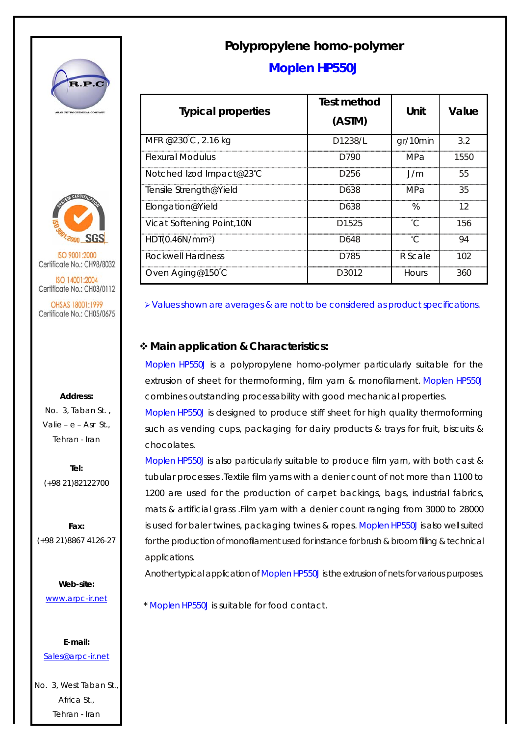# Polypropylene homo-polymer

## Moplen HP550J

| Typical properties | Test method (ASTM) | Unit | Value |
|---|---|---|---|
| MFR @230°C, 2.16 kg | D1238/L | gr/10min | 3.2 |
| Flexural Modulus | D790 | MPa | 1550 |
| Notched Izod Impact@23°C | D256 | J/m | 55 |
| Tensile Strength@Yield | D638 | MPa | 35 |
| Elongation@Yield | D638 | % | 12 |
| Vicat Softening Point,10N | D1525 | °C | 156 |
| HDT(0.46N/mm²) | D648 | °C | 94 |
| Rockwell Hardness | D785 | R Scale | 102 |
| Oven Aging@150°C | D3012 | Hours | 360 |

➢ Values shown are averages & are not to be considered as product specifications.

### ❖ Main application & Characteristics:

Moplen HP550J is a polypropylene homo-polymer particularly suitable for the extrusion of sheet for thermoforming, film yarn & monofilament. Moplen HP550J combines outstanding processability with good mechanical properties.

Moplen HP550J is designed to produce stiff sheet for high quality thermoforming such as vending cups, packaging for dairy products & trays for fruit, biscuits & chocolates.

Moplen HP550J is also particularly suitable to produce film yarn, with both cast & tubular processes .Textile film yarns with a denier count of not more than 1100 to 1200 are used for the production of carpet backings, bags, industrial fabrics, mats & artificial grass .Film yarn with a denier count ranging from 3000 to 28000 is used for baler twines, packaging twines & ropes. Moplen HP550J is also well suited for the production of monofilament used for instance for brush & broom filling & technical applications.

Another typical application of Moplen HP550J is the extrusion of nets for various purposes.

* Moplen HP550J is suitable for food contact.

R.P.C

ARAK PETROCHEMICAL COMPANY

ISO 9001:2000
Certificate No.: CH98/8032

ISO 14001:2004
Certificate No.: CH03/0112

OHSAS 18001:1999
Certificate No.: CH05/0675

**Address:**
No. 3, Taban St. ,
Valie – e – Asr St.,
Tehran - Iran

**Tel:**
(+98 21)82122700

**Fax:**
(+98 21)8867 4126-27

**Web-site:**
www.arpc-ir.net

**E-mail:**
Sales@arpc-ir.net

No. 3, West Taban St.,
Africa St.,
Tehran - Iran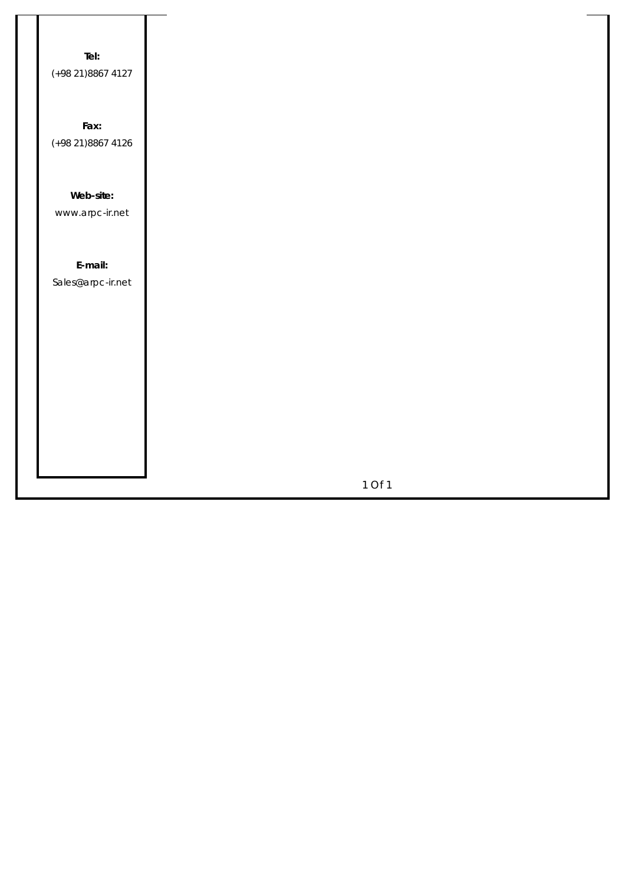**Tel:**
(+98 21)8867 4127

**Fax:**
(+98 21)8867 4126

**Web-site:**
www.arpc-ir.net

**E-mail:**
Sales@arpc-ir.net